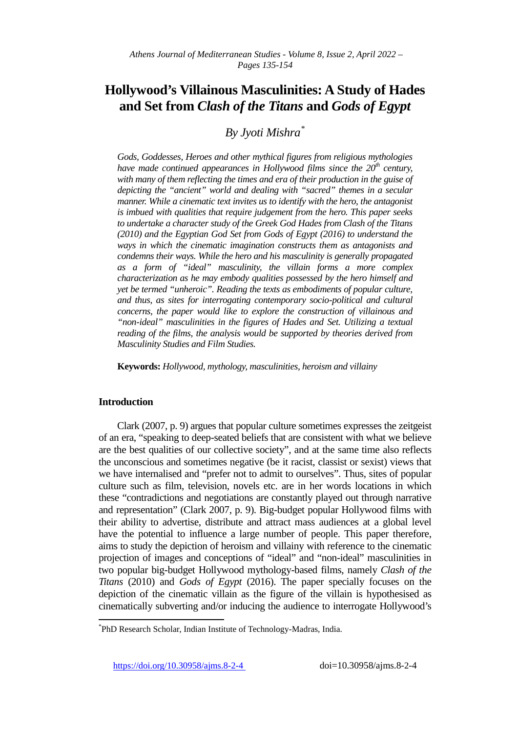# Hollywood's Villainous Masculinities: A Study of Hades and Set from *Clash of the Titans* and *Gods of Egypt*

## *By Jyoti Mishra*[*]

*Gods, Goddesses, Heroes and other mythical figures from religious mythologies have made continued appearances in Hollywood films since the 20th century, with many of them reflecting the times and era of their production in the guise of depicting the "ancient" world and dealing with "sacred" themes in a secular manner. While a cinematic text invites us to identify with the hero, the antagonist is imbued with qualities that require judgement from the hero. This paper seeks to undertake a character study of the Greek God Hades from Clash of the Titans (2010) and the Egyptian God Set from Gods of Egypt (2016) to understand the ways in which the cinematic imagination constructs them as antagonists and condemns their ways. While the hero and his masculinity is generally propagated as a form of "ideal" masculinity, the villain forms a more complex characterization as he may embody qualities possessed by the hero himself and yet be termed "unheroic". Reading the texts as embodiments of popular culture, and thus, as sites for interrogating contemporary socio-political and cultural concerns, the paper would like to explore the construction of villainous and "non-ideal" masculinities in the figures of Hades and Set. Utilizing a textual reading of the films, the analysis would be supported by theories derived from Masculinity Studies and Film Studies.*

**Keywords:** *Hollywood, mythology, masculinities, heroism and villainy*

## Introduction

Clark (2007, p. 9) argues that popular culture sometimes expresses the zeitgeist of an era, "speaking to deep-seated beliefs that are consistent with what we believe are the best qualities of our collective society", and at the same time also reflects the unconscious and sometimes negative (be it racist, classist or sexist) views that we have internalised and "prefer not to admit to ourselves". Thus, sites of popular culture such as film, television, novels etc. are in her words locations in which these "contradictions and negotiations are constantly played out through narrative and representation" (Clark 2007, p. 9). Big-budget popular Hollywood films with their ability to advertise, distribute and attract mass audiences at a global level have the potential to influence a large number of people. This paper therefore, aims to study the depiction of heroism and villainy with reference to the cinematic projection of images and conceptions of "ideal" and "non-ideal" masculinities in two popular big-budget Hollywood mythology-based films, namely *Clash of the Titans* (2010) and *Gods of Egypt* (2016). The paper specially focuses on the depiction of the cinematic villain as the figure of the villain is hypothesised as cinematically subverting and/or inducing the audience to interrogate Hollywood's

[*] PhD Research Scholar, Indian Institute of Technology-Madras, India.

https://doi.org/10.30958/ajms.8-2-4 doi=10.30958/ajms.8-2-4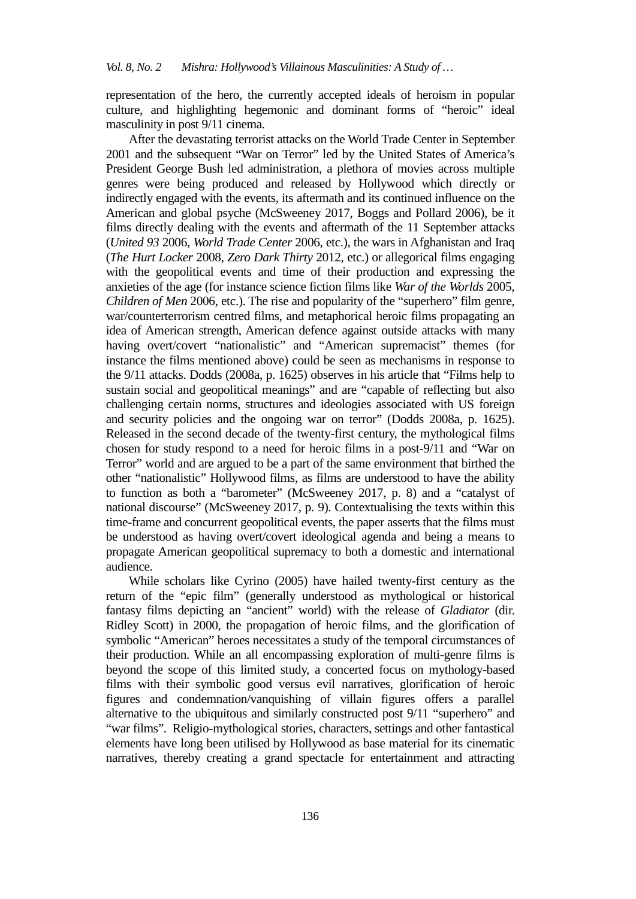representation of the hero, the currently accepted ideals of heroism in popular culture, and highlighting hegemonic and dominant forms of "heroic" ideal masculinity in post 9/11 cinema.

After the devastating terrorist attacks on the World Trade Center in September 2001 and the subsequent "War on Terror" led by the United States of America's President George Bush led administration, a plethora of movies across multiple genres were being produced and released by Hollywood which directly or indirectly engaged with the events, its aftermath and its continued influence on the American and global psyche (McSweeney 2017, Boggs and Pollard 2006), be it films directly dealing with the events and aftermath of the 11 September attacks (*United 93* 2006, *World Trade Center* 2006, etc.), the wars in Afghanistan and Iraq (*The Hurt Locker* 2008, *Zero Dark Thirty* 2012, etc.) or allegorical films engaging with the geopolitical events and time of their production and expressing the anxieties of the age (for instance science fiction films like *War of the Worlds* 2005, *Children of Men* 2006, etc.). The rise and popularity of the "superhero" film genre, war/counterterrorism centred films, and metaphorical heroic films propagating an idea of American strength, American defence against outside attacks with many having overt/covert "nationalistic" and "American supremacist" themes (for instance the films mentioned above) could be seen as mechanisms in response to the 9/11 attacks. Dodds (2008a, p. 1625) observes in his article that "Films help to sustain social and geopolitical meanings" and are "capable of reflecting but also challenging certain norms, structures and ideologies associated with US foreign and security policies and the ongoing war on terror" (Dodds 2008a, p. 1625). Released in the second decade of the twenty-first century, the mythological films chosen for study respond to a need for heroic films in a post-9/11 and "War on Terror" world and are argued to be a part of the same environment that birthed the other "nationalistic" Hollywood films, as films are understood to have the ability to function as both a "barometer" (McSweeney 2017, p. 8) and a "catalyst of national discourse" (McSweeney 2017, p. 9). Contextualising the texts within this time-frame and concurrent geopolitical events, the paper asserts that the films must be understood as having overt/covert ideological agenda and being a means to propagate American geopolitical supremacy to both a domestic and international audience.

While scholars like Cyrino (2005) have hailed twenty-first century as the return of the "epic film" (generally understood as mythological or historical fantasy films depicting an "ancient" world) with the release of *Gladiator* (dir. Ridley Scott) in 2000, the propagation of heroic films, and the glorification of symbolic "American" heroes necessitates a study of the temporal circumstances of their production. While an all encompassing exploration of multi-genre films is beyond the scope of this limited study, a concerted focus on mythology-based films with their symbolic good versus evil narratives, glorification of heroic figures and condemnation/vanquishing of villain figures offers a parallel alternative to the ubiquitous and similarly constructed post 9/11 "superhero" and "war films". Religio-mythological stories, characters, settings and other fantastical elements have long been utilised by Hollywood as base material for its cinematic narratives, thereby creating a grand spectacle for entertainment and attracting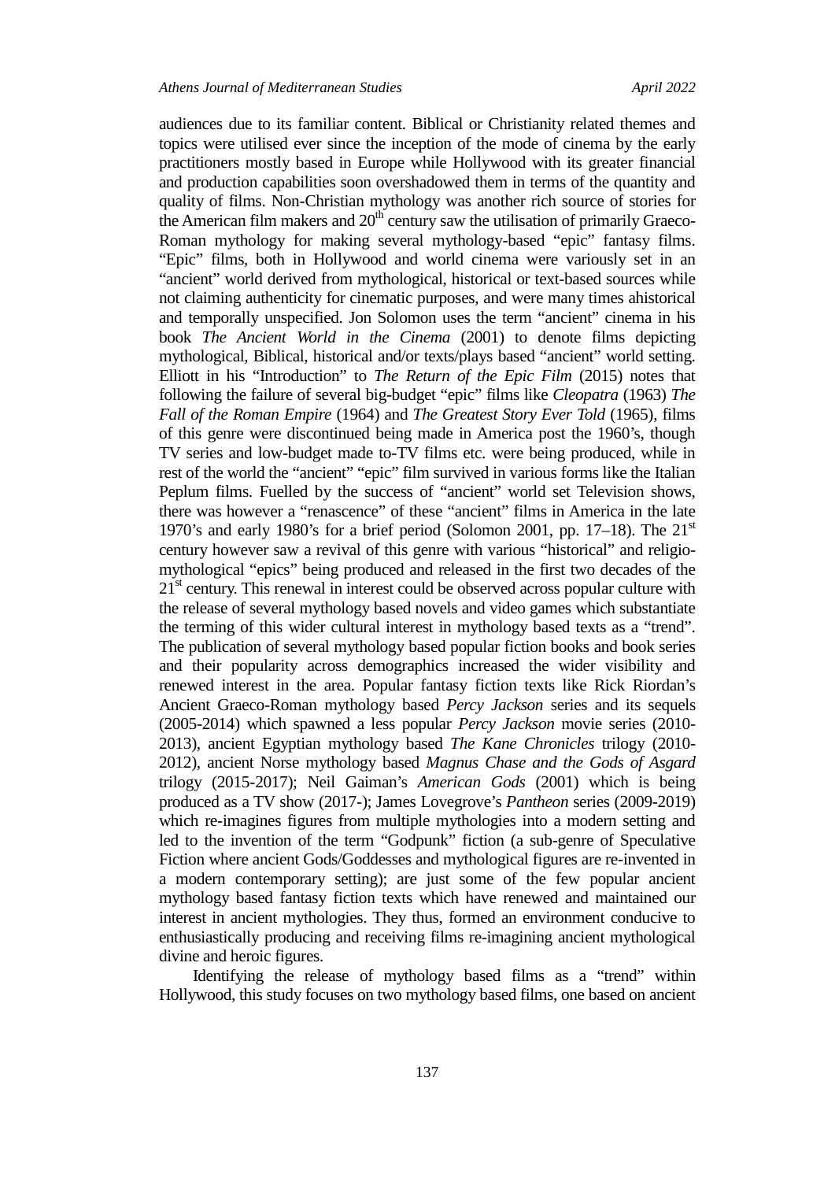audiences due to its familiar content. Biblical or Christianity related themes and topics were utilised ever since the inception of the mode of cinema by the early practitioners mostly based in Europe while Hollywood with its greater financial and production capabilities soon overshadowed them in terms of the quantity and quality of films. Non-Christian mythology was another rich source of stories for the American film makers and 20th century saw the utilisation of primarily Graeco-Roman mythology for making several mythology-based "epic" fantasy films. "Epic" films, both in Hollywood and world cinema were variously set in an "ancient" world derived from mythological, historical or text-based sources while not claiming authenticity for cinematic purposes, and were many times ahistorical and temporally unspecified. Jon Solomon uses the term "ancient" cinema in his book *The Ancient World in the Cinema* (2001) to denote films depicting mythological, Biblical, historical and/or texts/plays based "ancient" world setting. Elliott in his "Introduction" to *The Return of the Epic Film* (2015) notes that following the failure of several big-budget "epic" films like *Cleopatra* (1963) *The Fall of the Roman Empire* (1964) and *The Greatest Story Ever Told* (1965), films of this genre were discontinued being made in America post the 1960's, though TV series and low-budget made to-TV films etc. were being produced, while in rest of the world the "ancient" "epic" film survived in various forms like the Italian Peplum films. Fuelled by the success of "ancient" world set Television shows, there was however a "renascence" of these "ancient" films in America in the late 1970's and early 1980's for a brief period (Solomon 2001, pp. 17–18). The 21st century however saw a revival of this genre with various "historical" and religio-mythological "epics" being produced and released in the first two decades of the 21st century. This renewal in interest could be observed across popular culture with the release of several mythology based novels and video games which substantiate the terming of this wider cultural interest in mythology based texts as a "trend". The publication of several mythology based popular fiction books and book series and their popularity across demographics increased the wider visibility and renewed interest in the area. Popular fantasy fiction texts like Rick Riordan's Ancient Graeco-Roman mythology based *Percy Jackson* series and its sequels (2005-2014) which spawned a less popular *Percy Jackson* movie series (2010-2013), ancient Egyptian mythology based *The Kane Chronicles* trilogy (2010-2012), ancient Norse mythology based *Magnus Chase and the Gods of Asgard* trilogy (2015-2017); Neil Gaiman's *American Gods* (2001) which is being produced as a TV show (2017-); James Lovegrove's *Pantheon* series (2009-2019) which re-imagines figures from multiple mythologies into a modern setting and led to the invention of the term "Godpunk" fiction (a sub-genre of Speculative Fiction where ancient Gods/Goddesses and mythological figures are re-invented in a modern contemporary setting); are just some of the few popular ancient mythology based fantasy fiction texts which have renewed and maintained our interest in ancient mythologies. They thus, formed an environment conducive to enthusiastically producing and receiving films re-imagining ancient mythological divine and heroic figures.

Identifying the release of mythology based films as a "trend" within Hollywood, this study focuses on two mythology based films, one based on ancient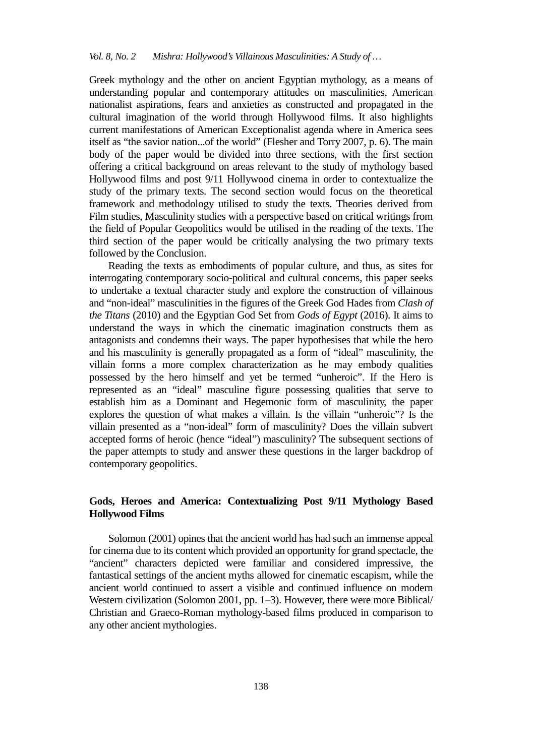Greek mythology and the other on ancient Egyptian mythology, as a means of understanding popular and contemporary attitudes on masculinities, American nationalist aspirations, fears and anxieties as constructed and propagated in the cultural imagination of the world through Hollywood films. It also highlights current manifestations of American Exceptionalist agenda where in America sees itself as "the savior nation...of the world" (Flesher and Torry 2007, p. 6). The main body of the paper would be divided into three sections, with the first section offering a critical background on areas relevant to the study of mythology based Hollywood films and post 9/11 Hollywood cinema in order to contextualize the study of the primary texts. The second section would focus on the theoretical framework and methodology utilised to study the texts. Theories derived from Film studies, Masculinity studies with a perspective based on critical writings from the field of Popular Geopolitics would be utilised in the reading of the texts. The third section of the paper would be critically analysing the two primary texts followed by the Conclusion.

Reading the texts as embodiments of popular culture, and thus, as sites for interrogating contemporary socio-political and cultural concerns, this paper seeks to undertake a textual character study and explore the construction of villainous and "non-ideal" masculinities in the figures of the Greek God Hades from *Clash of the Titans* (2010) and the Egyptian God Set from *Gods of Egypt* (2016). It aims to understand the ways in which the cinematic imagination constructs them as antagonists and condemns their ways. The paper hypothesises that while the hero and his masculinity is generally propagated as a form of "ideal" masculinity, the villain forms a more complex characterization as he may embody qualities possessed by the hero himself and yet be termed "unheroic". If the Hero is represented as an "ideal" masculine figure possessing qualities that serve to establish him as a Dominant and Hegemonic form of masculinity, the paper explores the question of what makes a villain. Is the villain "unheroic"? Is the villain presented as a "non-ideal" form of masculinity? Does the villain subvert accepted forms of heroic (hence "ideal") masculinity? The subsequent sections of the paper attempts to study and answer these questions in the larger backdrop of contemporary geopolitics.

## Gods, Heroes and America: Contextualizing Post 9/11 Mythology Based Hollywood Films

Solomon (2001) opines that the ancient world has had such an immense appeal for cinema due to its content which provided an opportunity for grand spectacle, the "ancient" characters depicted were familiar and considered impressive, the fantastical settings of the ancient myths allowed for cinematic escapism, while the ancient world continued to assert a visible and continued influence on modern Western civilization (Solomon 2001, pp. 1–3). However, there were more Biblical/ Christian and Graeco-Roman mythology-based films produced in comparison to any other ancient mythologies.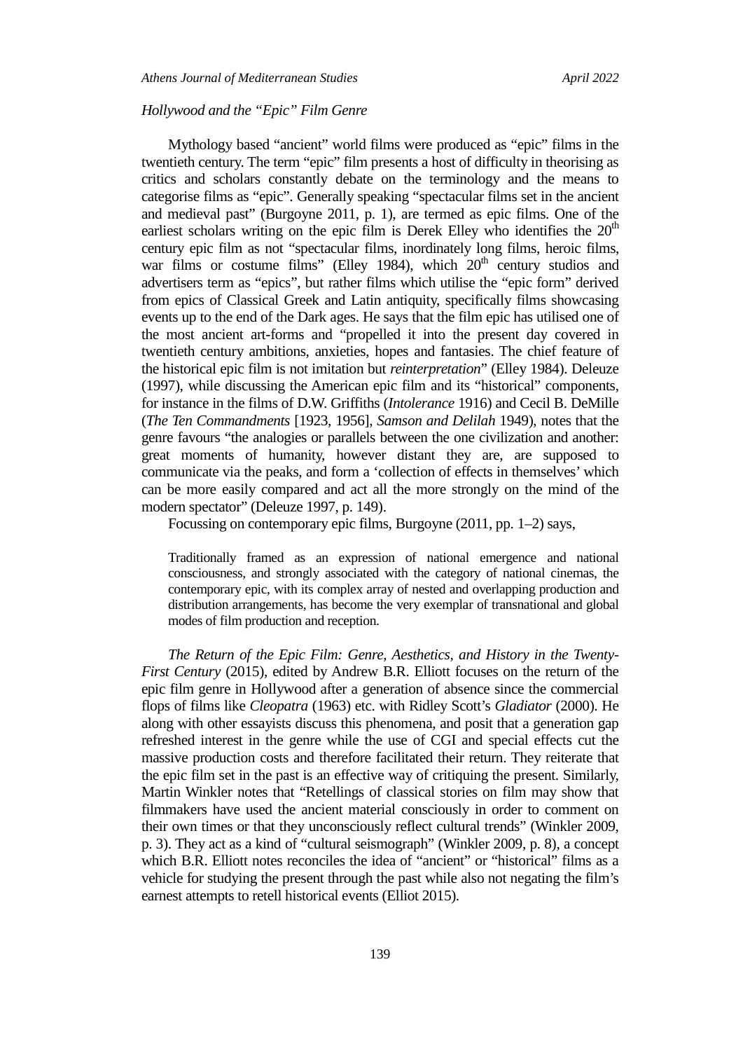### *Hollywood and the "Epic" Film Genre*

Mythology based "ancient" world films were produced as "epic" films in the twentieth century. The term "epic" film presents a host of difficulty in theorising as critics and scholars constantly debate on the terminology and the means to categorise films as "epic". Generally speaking "spectacular films set in the ancient and medieval past" (Burgoyne 2011, p. 1), are termed as epic films. One of the earliest scholars writing on the epic film is Derek Elley who identifies the 20th century epic film as not "spectacular films, inordinately long films, heroic films, war films or costume films" (Elley 1984), which 20th century studios and advertisers term as "epics", but rather films which utilise the "epic form" derived from epics of Classical Greek and Latin antiquity, specifically films showcasing events up to the end of the Dark ages. He says that the film epic has utilised one of the most ancient art-forms and "propelled it into the present day covered in twentieth century ambitions, anxieties, hopes and fantasies. The chief feature of the historical epic film is not imitation but *reinterpretation*" (Elley 1984). Deleuze (1997), while discussing the American epic film and its "historical" components, for instance in the films of D.W. Griffiths (*Intolerance* 1916) and Cecil B. DeMille (*The Ten Commandments* [1923, 1956], *Samson and Delilah* 1949), notes that the genre favours "the analogies or parallels between the one civilization and another: great moments of humanity, however distant they are, are supposed to communicate via the peaks, and form a 'collection of effects in themselves' which can be more easily compared and act all the more strongly on the mind of the modern spectator" (Deleuze 1997, p. 149).

Focussing on contemporary epic films, Burgoyne (2011, pp. 1–2) says,

> Traditionally framed as an expression of national emergence and national consciousness, and strongly associated with the category of national cinemas, the contemporary epic, with its complex array of nested and overlapping production and distribution arrangements, has become the very exemplar of transnational and global modes of film production and reception.

*The Return of the Epic Film: Genre, Aesthetics, and History in the Twenty-First Century* (2015), edited by Andrew B.R. Elliott focuses on the return of the epic film genre in Hollywood after a generation of absence since the commercial flops of films like *Cleopatra* (1963) etc. with Ridley Scott's *Gladiator* (2000). He along with other essayists discuss this phenomena, and posit that a generation gap refreshed interest in the genre while the use of CGI and special effects cut the massive production costs and therefore facilitated their return. They reiterate that the epic film set in the past is an effective way of critiquing the present. Similarly, Martin Winkler notes that "Retellings of classical stories on film may show that filmmakers have used the ancient material consciously in order to comment on their own times or that they unconsciously reflect cultural trends" (Winkler 2009, p. 3). They act as a kind of "cultural seismograph" (Winkler 2009, p. 8), a concept which B.R. Elliott notes reconciles the idea of "ancient" or "historical" films as a vehicle for studying the present through the past while also not negating the film's earnest attempts to retell historical events (Elliot 2015).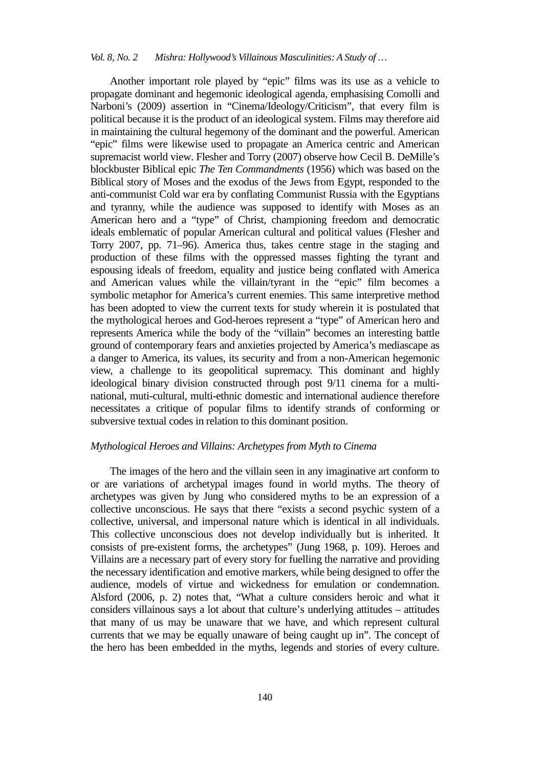Another important role played by "epic" films was its use as a vehicle to propagate dominant and hegemonic ideological agenda, emphasising Comolli and Narboni's (2009) assertion in "Cinema/Ideology/Criticism", that every film is political because it is the product of an ideological system. Films may therefore aid in maintaining the cultural hegemony of the dominant and the powerful. American "epic" films were likewise used to propagate an America centric and American supremacist world view. Flesher and Torry (2007) observe how Cecil B. DeMille's blockbuster Biblical epic *The Ten Commandments* (1956) which was based on the Biblical story of Moses and the exodus of the Jews from Egypt, responded to the anti-communist Cold war era by conflating Communist Russia with the Egyptians and tyranny, while the audience was supposed to identify with Moses as an American hero and a "type" of Christ, championing freedom and democratic ideals emblematic of popular American cultural and political values (Flesher and Torry 2007, pp. 71–96). America thus, takes centre stage in the staging and production of these films with the oppressed masses fighting the tyrant and espousing ideals of freedom, equality and justice being conflated with America and American values while the villain/tyrant in the "epic" film becomes a symbolic metaphor for America's current enemies. This same interpretive method has been adopted to view the current texts for study wherein it is postulated that the mythological heroes and God-heroes represent a "type" of American hero and represents America while the body of the "villain" becomes an interesting battle ground of contemporary fears and anxieties projected by America's mediascape as a danger to America, its values, its security and from a non-American hegemonic view, a challenge to its geopolitical supremacy. This dominant and highly ideological binary division constructed through post 9/11 cinema for a multi-national, muti-cultural, multi-ethnic domestic and international audience therefore necessitates a critique of popular films to identify strands of conforming or subversive textual codes in relation to this dominant position.

## *Mythological Heroes and Villains: Archetypes from Myth to Cinema*

The images of the hero and the villain seen in any imaginative art conform to or are variations of archetypal images found in world myths. The theory of archetypes was given by Jung who considered myths to be an expression of a collective unconscious. He says that there "exists a second psychic system of a collective, universal, and impersonal nature which is identical in all individuals. This collective unconscious does not develop individually but is inherited. It consists of pre-existent forms, the archetypes" (Jung 1968, p. 109). Heroes and Villains are a necessary part of every story for fuelling the narrative and providing the necessary identification and emotive markers, while being designed to offer the audience, models of virtue and wickedness for emulation or condemnation. Alsford (2006, p. 2) notes that, "What a culture considers heroic and what it considers villainous says a lot about that culture's underlying attitudes – attitudes that many of us may be unaware that we have, and which represent cultural currents that we may be equally unaware of being caught up in". The concept of the hero has been embedded in the myths, legends and stories of every culture.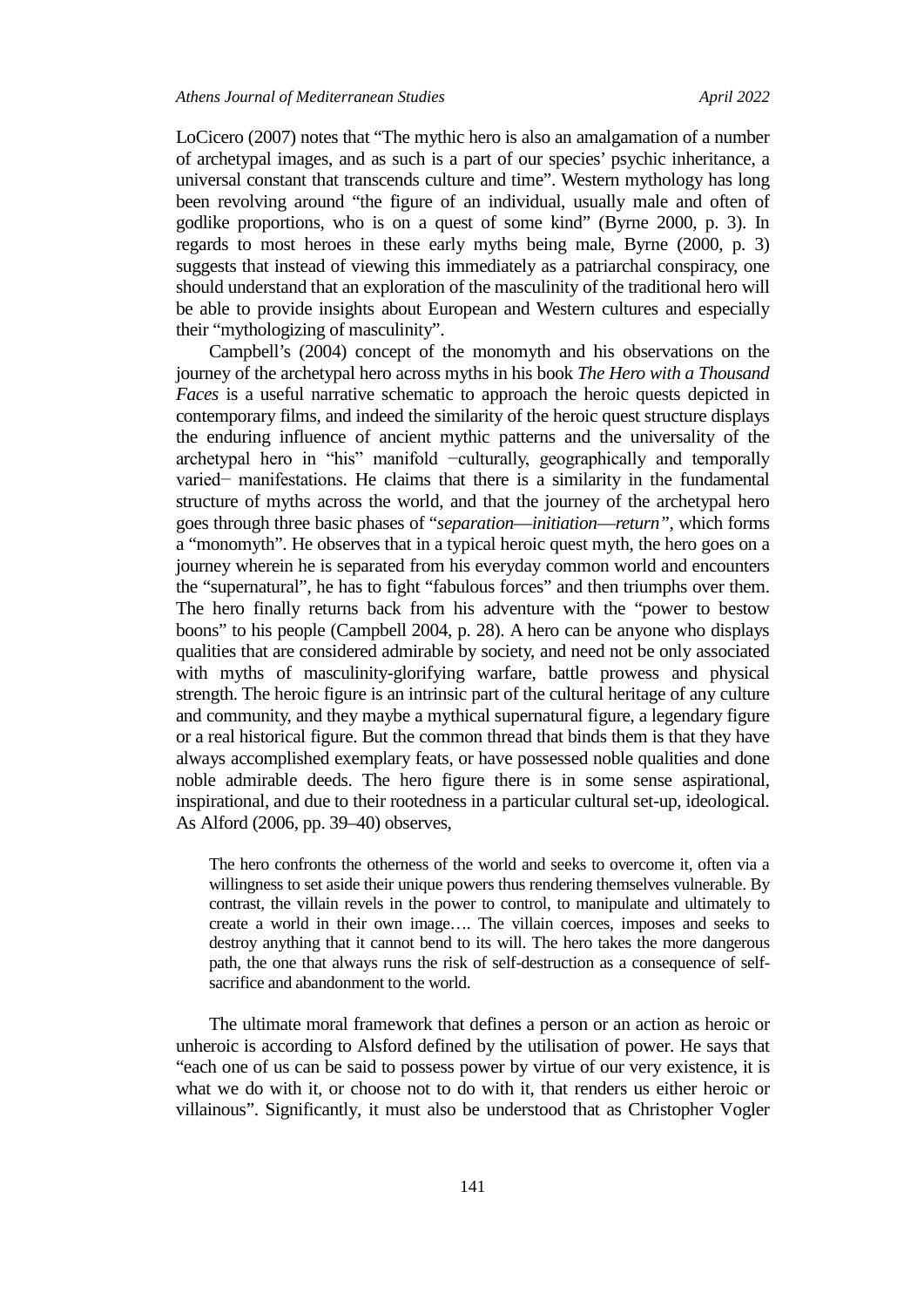LoCicero (2007) notes that "The mythic hero is also an amalgamation of a number of archetypal images, and as such is a part of our species' psychic inheritance, a universal constant that transcends culture and time". Western mythology has long been revolving around "the figure of an individual, usually male and often of godlike proportions, who is on a quest of some kind" (Byrne 2000, p. 3). In regards to most heroes in these early myths being male, Byrne (2000, p. 3) suggests that instead of viewing this immediately as a patriarchal conspiracy, one should understand that an exploration of the masculinity of the traditional hero will be able to provide insights about European and Western cultures and especially their "mythologizing of masculinity".

Campbell's (2004) concept of the monomyth and his observations on the journey of the archetypal hero across myths in his book *The Hero with a Thousand Faces* is a useful narrative schematic to approach the heroic quests depicted in contemporary films, and indeed the similarity of the heroic quest structure displays the enduring influence of ancient mythic patterns and the universality of the archetypal hero in "his" manifold −culturally, geographically and temporally varied− manifestations. He claims that there is a similarity in the fundamental structure of myths across the world, and that the journey of the archetypal hero goes through three basic phases of "*separation*—*initiation*—*return",* which forms a "monomyth". He observes that in a typical heroic quest myth, the hero goes on a journey wherein he is separated from his everyday common world and encounters the "supernatural", he has to fight "fabulous forces" and then triumphs over them. The hero finally returns back from his adventure with the "power to bestow boons" to his people (Campbell 2004, p. 28). A hero can be anyone who displays qualities that are considered admirable by society, and need not be only associated with myths of masculinity-glorifying warfare, battle prowess and physical strength. The heroic figure is an intrinsic part of the cultural heritage of any culture and community, and they maybe a mythical supernatural figure, a legendary figure or a real historical figure. But the common thread that binds them is that they have always accomplished exemplary feats, or have possessed noble qualities and done noble admirable deeds. The hero figure there is in some sense aspirational, inspirational, and due to their rootedness in a particular cultural set-up, ideological. As Alford (2006, pp. 39–40) observes,

> The hero confronts the otherness of the world and seeks to overcome it, often via a willingness to set aside their unique powers thus rendering themselves vulnerable. By contrast, the villain revels in the power to control, to manipulate and ultimately to create a world in their own image…. The villain coerces, imposes and seeks to destroy anything that it cannot bend to its will. The hero takes the more dangerous path, the one that always runs the risk of self-destruction as a consequence of self-sacrifice and abandonment to the world.

The ultimate moral framework that defines a person or an action as heroic or unheroic is according to Alsford defined by the utilisation of power. He says that "each one of us can be said to possess power by virtue of our very existence, it is what we do with it, or choose not to do with it, that renders us either heroic or villainous". Significantly, it must also be understood that as Christopher Vogler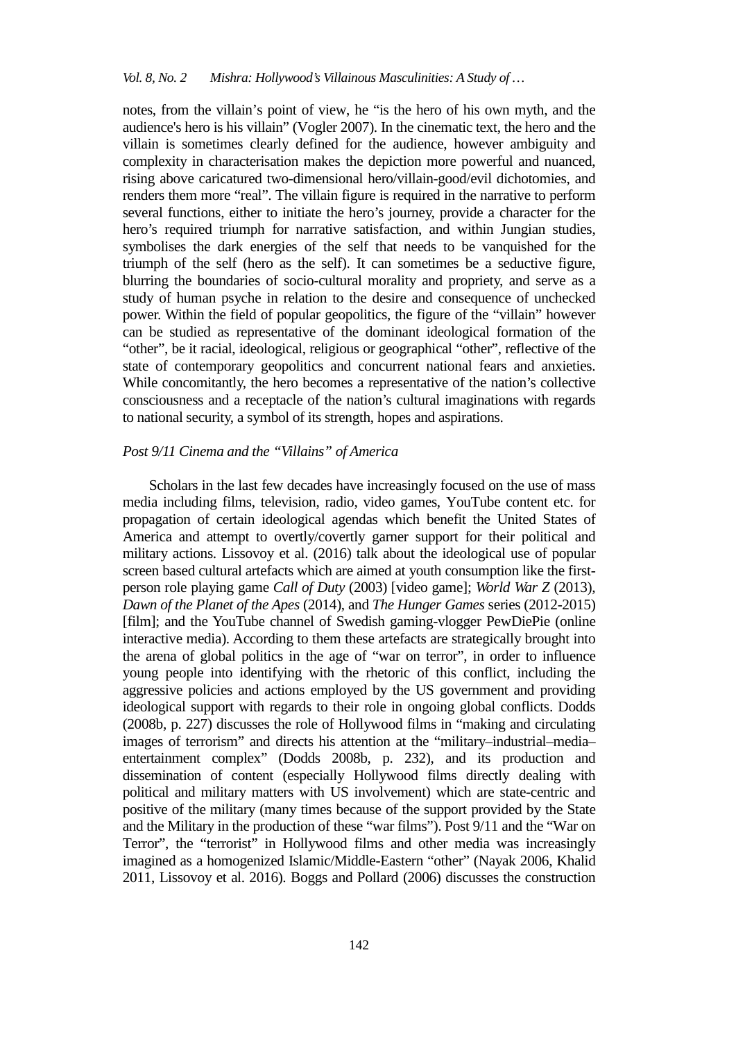notes, from the villain's point of view, he "is the hero of his own myth, and the audience's hero is his villain" (Vogler 2007). In the cinematic text, the hero and the villain is sometimes clearly defined for the audience, however ambiguity and complexity in characterisation makes the depiction more powerful and nuanced, rising above caricatured two-dimensional hero/villain-good/evil dichotomies, and renders them more "real". The villain figure is required in the narrative to perform several functions, either to initiate the hero's journey, provide a character for the hero's required triumph for narrative satisfaction, and within Jungian studies, symbolises the dark energies of the self that needs to be vanquished for the triumph of the self (hero as the self). It can sometimes be a seductive figure, blurring the boundaries of socio-cultural morality and propriety, and serve as a study of human psyche in relation to the desire and consequence of unchecked power. Within the field of popular geopolitics, the figure of the "villain" however can be studied as representative of the dominant ideological formation of the "other", be it racial, ideological, religious or geographical "other", reflective of the state of contemporary geopolitics and concurrent national fears and anxieties. While concomitantly, the hero becomes a representative of the nation's collective consciousness and a receptacle of the nation's cultural imaginations with regards to national security, a symbol of its strength, hopes and aspirations.

### *Post 9/11 Cinema and the "Villains" of America*

Scholars in the last few decades have increasingly focused on the use of mass media including films, television, radio, video games, YouTube content etc. for propagation of certain ideological agendas which benefit the United States of America and attempt to overtly/covertly garner support for their political and military actions. Lissovoy et al. (2016) talk about the ideological use of popular screen based cultural artefacts which are aimed at youth consumption like the first-person role playing game *Call of Duty* (2003) [video game]; *World War Z* (2013), *Dawn of the Planet of the Apes* (2014), and *The Hunger Games* series (2012-2015) [film]; and the YouTube channel of Swedish gaming-vlogger PewDiePie (online interactive media). According to them these artefacts are strategically brought into the arena of global politics in the age of "war on terror", in order to influence young people into identifying with the rhetoric of this conflict, including the aggressive policies and actions employed by the US government and providing ideological support with regards to their role in ongoing global conflicts. Dodds (2008b, p. 227) discusses the role of Hollywood films in "making and circulating images of terrorism" and directs his attention at the "military–industrial–media–entertainment complex" (Dodds 2008b, p. 232), and its production and dissemination of content (especially Hollywood films directly dealing with political and military matters with US involvement) which are state-centric and positive of the military (many times because of the support provided by the State and the Military in the production of these "war films"). Post 9/11 and the "War on Terror", the "terrorist" in Hollywood films and other media was increasingly imagined as a homogenized Islamic/Middle-Eastern "other" (Nayak 2006, Khalid 2011, Lissovoy et al. 2016). Boggs and Pollard (2006) discusses the construction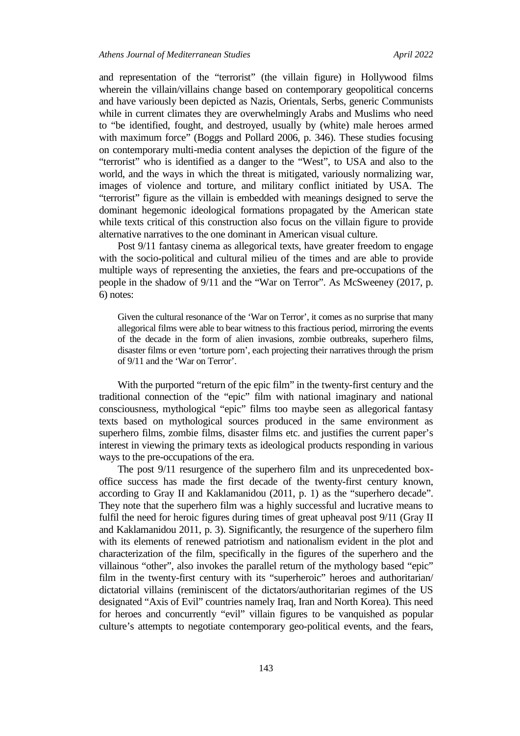and representation of the "terrorist" (the villain figure) in Hollywood films wherein the villain/villains change based on contemporary geopolitical concerns and have variously been depicted as Nazis, Orientals, Serbs, generic Communists while in current climates they are overwhelmingly Arabs and Muslims who need to "be identified, fought, and destroyed, usually by (white) male heroes armed with maximum force" (Boggs and Pollard 2006, p. 346). These studies focusing on contemporary multi-media content analyses the depiction of the figure of the "terrorist" who is identified as a danger to the "West", to USA and also to the world, and the ways in which the threat is mitigated, variously normalizing war, images of violence and torture, and military conflict initiated by USA. The "terrorist" figure as the villain is embedded with meanings designed to serve the dominant hegemonic ideological formations propagated by the American state while texts critical of this construction also focus on the villain figure to provide alternative narratives to the one dominant in American visual culture.

Post 9/11 fantasy cinema as allegorical texts, have greater freedom to engage with the socio-political and cultural milieu of the times and are able to provide multiple ways of representing the anxieties, the fears and pre-occupations of the people in the shadow of 9/11 and the "War on Terror". As McSweeney (2017, p. 6) notes:

> Given the cultural resonance of the 'War on Terror', it comes as no surprise that many allegorical films were able to bear witness to this fractious period, mirroring the events of the decade in the form of alien invasions, zombie outbreaks, superhero films, disaster films or even 'torture porn', each projecting their narratives through the prism of 9/11 and the 'War on Terror'.

With the purported "return of the epic film" in the twenty-first century and the traditional connection of the "epic" film with national imaginary and national consciousness, mythological "epic" films too maybe seen as allegorical fantasy texts based on mythological sources produced in the same environment as superhero films, zombie films, disaster films etc. and justifies the current paper's interest in viewing the primary texts as ideological products responding in various ways to the pre-occupations of the era.

The post 9/11 resurgence of the superhero film and its unprecedented box-office success has made the first decade of the twenty-first century known, according to Gray II and Kaklamanidou (2011, p. 1) as the "superhero decade". They note that the superhero film was a highly successful and lucrative means to fulfil the need for heroic figures during times of great upheaval post 9/11 (Gray II and Kaklamanidou 2011, p. 3). Significantly, the resurgence of the superhero film with its elements of renewed patriotism and nationalism evident in the plot and characterization of the film, specifically in the figures of the superhero and the villainous "other", also invokes the parallel return of the mythology based "epic" film in the twenty-first century with its "superheroic" heroes and authoritarian/ dictatorial villains (reminiscent of the dictators/authoritarian regimes of the US designated "Axis of Evil" countries namely Iraq, Iran and North Korea). This need for heroes and concurrently "evil" villain figures to be vanquished as popular culture's attempts to negotiate contemporary geo-political events, and the fears,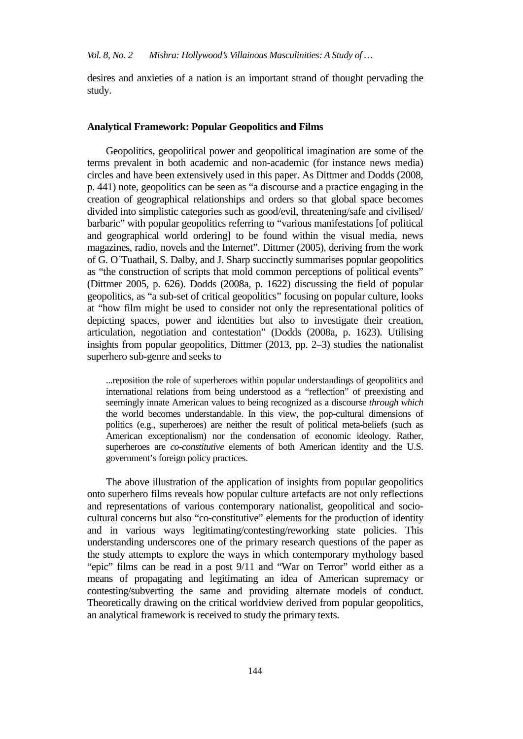desires and anxieties of a nation is an important strand of thought pervading the study.

## Analytical Framework: Popular Geopolitics and Films

Geopolitics, geopolitical power and geopolitical imagination are some of the terms prevalent in both academic and non-academic (for instance news media) circles and have been extensively used in this paper. As Dittmer and Dodds (2008, p. 441) note, geopolitics can be seen as "a discourse and a practice engaging in the creation of geographical relationships and orders so that global space becomes divided into simplistic categories such as good/evil, threatening/safe and civilised/ barbaric" with popular geopolitics referring to "various manifestations [of political and geographical world ordering] to be found within the visual media, news magazines, radio, novels and the Internet". Dittmer (2005), deriving from the work of G. O´Tuathail, S. Dalby, and J. Sharp succinctly summarises popular geopolitics as "the construction of scripts that mold common perceptions of political events" (Dittmer 2005, p. 626). Dodds (2008a, p. 1622) discussing the field of popular geopolitics, as "a sub-set of critical geopolitics" focusing on popular culture, looks at "how film might be used to consider not only the representational politics of depicting spaces, power and identities but also to investigate their creation, articulation, negotiation and contestation" (Dodds (2008a, p. 1623). Utilising insights from popular geopolitics, Dittmer (2013, pp. 2–3) studies the nationalist superhero sub-genre and seeks to

> ...reposition the role of superheroes within popular understandings of geopolitics and international relations from being understood as a "reflection" of preexisting and seemingly innate American values to being recognized as a discourse *through which* the world becomes understandable. In this view, the pop-cultural dimensions of politics (e.g., superheroes) are neither the result of political meta-beliefs (such as American exceptionalism) nor the condensation of economic ideology. Rather, superheroes are *co-constitutive* elements of both American identity and the U.S. government's foreign policy practices.

The above illustration of the application of insights from popular geopolitics onto superhero films reveals how popular culture artefacts are not only reflections and representations of various contemporary nationalist, geopolitical and socio-cultural concerns but also "co-constitutive" elements for the production of identity and in various ways legitimating/contesting/reworking state policies. This understanding underscores one of the primary research questions of the paper as the study attempts to explore the ways in which contemporary mythology based "epic" films can be read in a post 9/11 and "War on Terror" world either as a means of propagating and legitimating an idea of American supremacy or contesting/subverting the same and providing alternate models of conduct. Theoretically drawing on the critical worldview derived from popular geopolitics, an analytical framework is received to study the primary texts.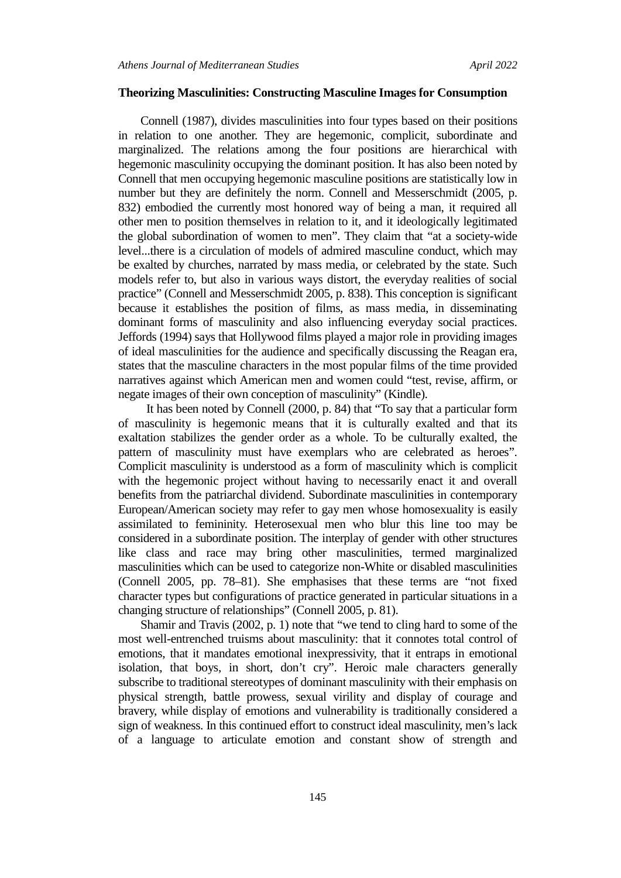### Theorizing Masculinities: Constructing Masculine Images for Consumption

Connell (1987), divides masculinities into four types based on their positions in relation to one another. They are hegemonic, complicit, subordinate and marginalized. The relations among the four positions are hierarchical with hegemonic masculinity occupying the dominant position. It has also been noted by Connell that men occupying hegemonic masculine positions are statistically low in number but they are definitely the norm. Connell and Messerschmidt (2005, p. 832) embodied the currently most honored way of being a man, it required all other men to position themselves in relation to it, and it ideologically legitimated the global subordination of women to men". They claim that "at a society-wide level...there is a circulation of models of admired masculine conduct, which may be exalted by churches, narrated by mass media, or celebrated by the state. Such models refer to, but also in various ways distort, the everyday realities of social practice" (Connell and Messerschmidt 2005, p. 838). This conception is significant because it establishes the position of films, as mass media, in disseminating dominant forms of masculinity and also influencing everyday social practices. Jeffords (1994) says that Hollywood films played a major role in providing images of ideal masculinities for the audience and specifically discussing the Reagan era, states that the masculine characters in the most popular films of the time provided narratives against which American men and women could "test, revise, affirm, or negate images of their own conception of masculinity" (Kindle).

It has been noted by Connell (2000, p. 84) that "To say that a particular form of masculinity is hegemonic means that it is culturally exalted and that its exaltation stabilizes the gender order as a whole. To be culturally exalted, the pattern of masculinity must have exemplars who are celebrated as heroes". Complicit masculinity is understood as a form of masculinity which is complicit with the hegemonic project without having to necessarily enact it and overall benefits from the patriarchal dividend. Subordinate masculinities in contemporary European/American society may refer to gay men whose homosexuality is easily assimilated to femininity. Heterosexual men who blur this line too may be considered in a subordinate position. The interplay of gender with other structures like class and race may bring other masculinities, termed marginalized masculinities which can be used to categorize non-White or disabled masculinities (Connell 2005, pp. 78–81). She emphasises that these terms are "not fixed character types but configurations of practice generated in particular situations in a changing structure of relationships" (Connell 2005, p. 81).

Shamir and Travis (2002, p. 1) note that "we tend to cling hard to some of the most well-entrenched truisms about masculinity: that it connotes total control of emotions, that it mandates emotional inexpressivity, that it entraps in emotional isolation, that boys, in short, don't cry". Heroic male characters generally subscribe to traditional stereotypes of dominant masculinity with their emphasis on physical strength, battle prowess, sexual virility and display of courage and bravery, while display of emotions and vulnerability is traditionally considered a sign of weakness. In this continued effort to construct ideal masculinity, men's lack of a language to articulate emotion and constant show of strength and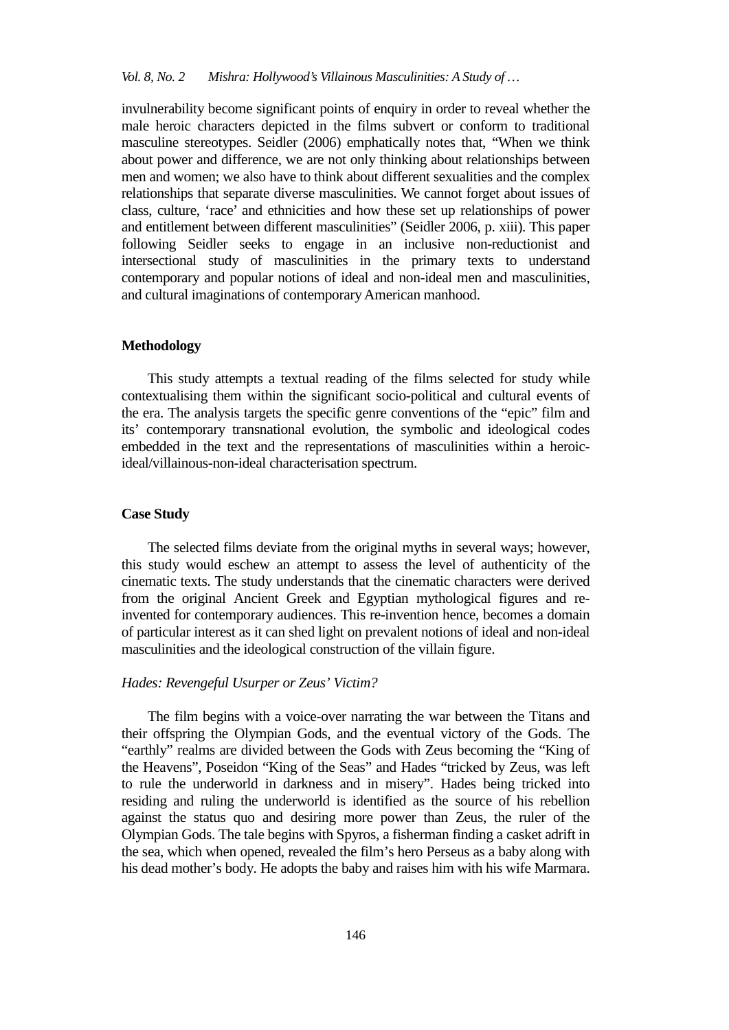invulnerability become significant points of enquiry in order to reveal whether the male heroic characters depicted in the films subvert or conform to traditional masculine stereotypes. Seidler (2006) emphatically notes that, "When we think about power and difference, we are not only thinking about relationships between men and women; we also have to think about different sexualities and the complex relationships that separate diverse masculinities. We cannot forget about issues of class, culture, 'race' and ethnicities and how these set up relationships of power and entitlement between different masculinities" (Seidler 2006, p. xiii). This paper following Seidler seeks to engage in an inclusive non-reductionist and intersectional study of masculinities in the primary texts to understand contemporary and popular notions of ideal and non-ideal men and masculinities, and cultural imaginations of contemporary American manhood.

## Methodology

This study attempts a textual reading of the films selected for study while contextualising them within the significant socio-political and cultural events of the era. The analysis targets the specific genre conventions of the "epic" film and its' contemporary transnational evolution, the symbolic and ideological codes embedded in the text and the representations of masculinities within a heroic-ideal/villainous-non-ideal characterisation spectrum.

## Case Study

The selected films deviate from the original myths in several ways; however, this study would eschew an attempt to assess the level of authenticity of the cinematic texts. The study understands that the cinematic characters were derived from the original Ancient Greek and Egyptian mythological figures and re-invented for contemporary audiences. This re-invention hence, becomes a domain of particular interest as it can shed light on prevalent notions of ideal and non-ideal masculinities and the ideological construction of the villain figure.

### *Hades: Revengeful Usurper or Zeus' Victim?*

The film begins with a voice-over narrating the war between the Titans and their offspring the Olympian Gods, and the eventual victory of the Gods. The "earthly" realms are divided between the Gods with Zeus becoming the "King of the Heavens", Poseidon "King of the Seas" and Hades "tricked by Zeus, was left to rule the underworld in darkness and in misery". Hades being tricked into residing and ruling the underworld is identified as the source of his rebellion against the status quo and desiring more power than Zeus, the ruler of the Olympian Gods. The tale begins with Spyros, a fisherman finding a casket adrift in the sea, which when opened, revealed the film's hero Perseus as a baby along with his dead mother's body. He adopts the baby and raises him with his wife Marmara.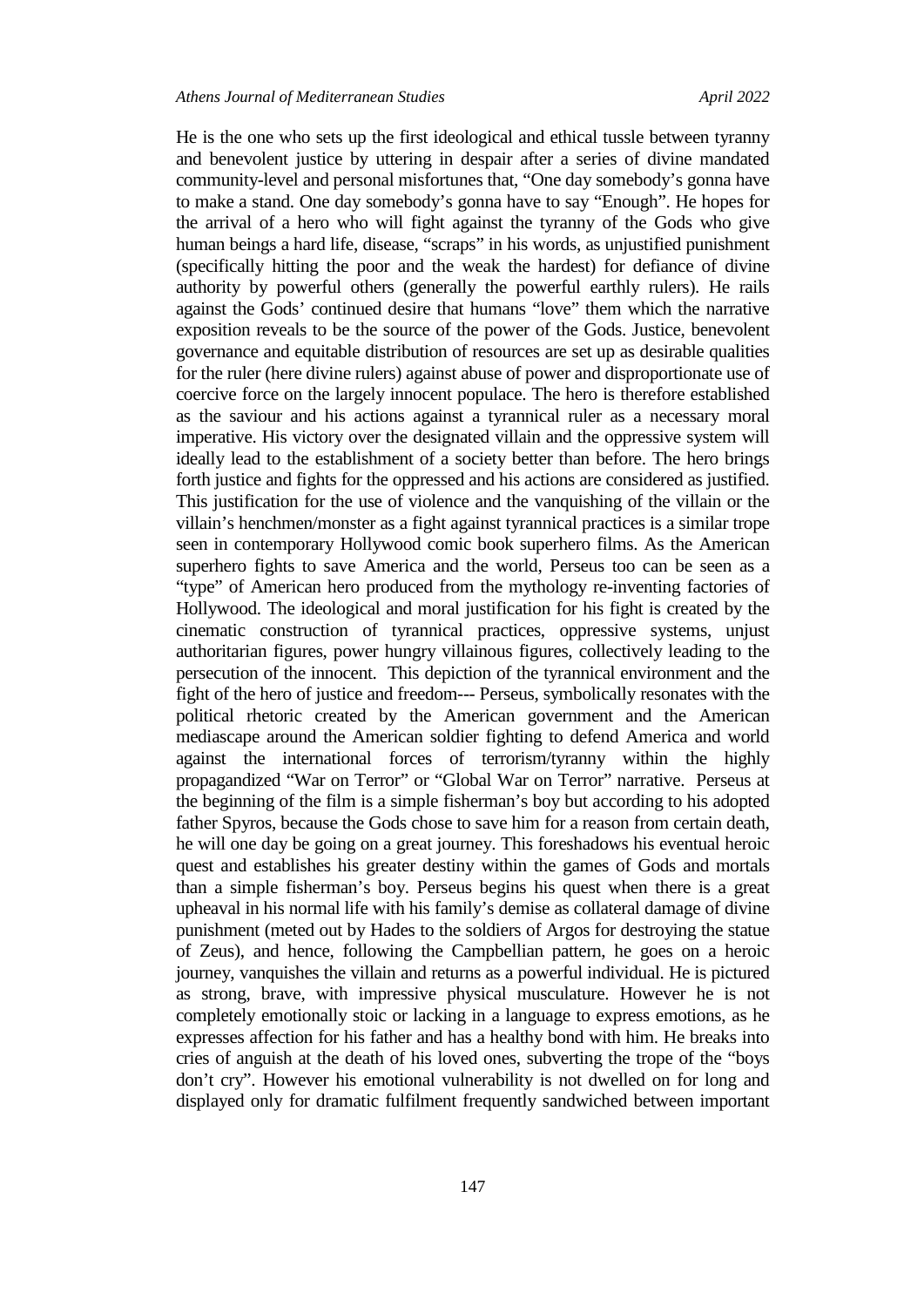He is the one who sets up the first ideological and ethical tussle between tyranny and benevolent justice by uttering in despair after a series of divine mandated community-level and personal misfortunes that, "One day somebody's gonna have to make a stand. One day somebody's gonna have to say "Enough". He hopes for the arrival of a hero who will fight against the tyranny of the Gods who give human beings a hard life, disease, "scraps" in his words, as unjustified punishment (specifically hitting the poor and the weak the hardest) for defiance of divine authority by powerful others (generally the powerful earthly rulers). He rails against the Gods' continued desire that humans "love" them which the narrative exposition reveals to be the source of the power of the Gods. Justice, benevolent governance and equitable distribution of resources are set up as desirable qualities for the ruler (here divine rulers) against abuse of power and disproportionate use of coercive force on the largely innocent populace. The hero is therefore established as the saviour and his actions against a tyrannical ruler as a necessary moral imperative. His victory over the designated villain and the oppressive system will ideally lead to the establishment of a society better than before. The hero brings forth justice and fights for the oppressed and his actions are considered as justified. This justification for the use of violence and the vanquishing of the villain or the villain's henchmen/monster as a fight against tyrannical practices is a similar trope seen in contemporary Hollywood comic book superhero films. As the American superhero fights to save America and the world, Perseus too can be seen as a "type" of American hero produced from the mythology re-inventing factories of Hollywood. The ideological and moral justification for his fight is created by the cinematic construction of tyrannical practices, oppressive systems, unjust authoritarian figures, power hungry villainous figures, collectively leading to the persecution of the innocent. This depiction of the tyrannical environment and the fight of the hero of justice and freedom--- Perseus, symbolically resonates with the political rhetoric created by the American government and the American mediascape around the American soldier fighting to defend America and world against the international forces of terrorism/tyranny within the highly propagandized "War on Terror" or "Global War on Terror" narrative. Perseus at the beginning of the film is a simple fisherman's boy but according to his adopted father Spyros, because the Gods chose to save him for a reason from certain death, he will one day be going on a great journey. This foreshadows his eventual heroic quest and establishes his greater destiny within the games of Gods and mortals than a simple fisherman's boy. Perseus begins his quest when there is a great upheaval in his normal life with his family's demise as collateral damage of divine punishment (meted out by Hades to the soldiers of Argos for destroying the statue of Zeus), and hence, following the Campbellian pattern, he goes on a heroic journey, vanquishes the villain and returns as a powerful individual. He is pictured as strong, brave, with impressive physical musculature. However he is not completely emotionally stoic or lacking in a language to express emotions, as he expresses affection for his father and has a healthy bond with him. He breaks into cries of anguish at the death of his loved ones, subverting the trope of the "boys don't cry". However his emotional vulnerability is not dwelled on for long and displayed only for dramatic fulfilment frequently sandwiched between important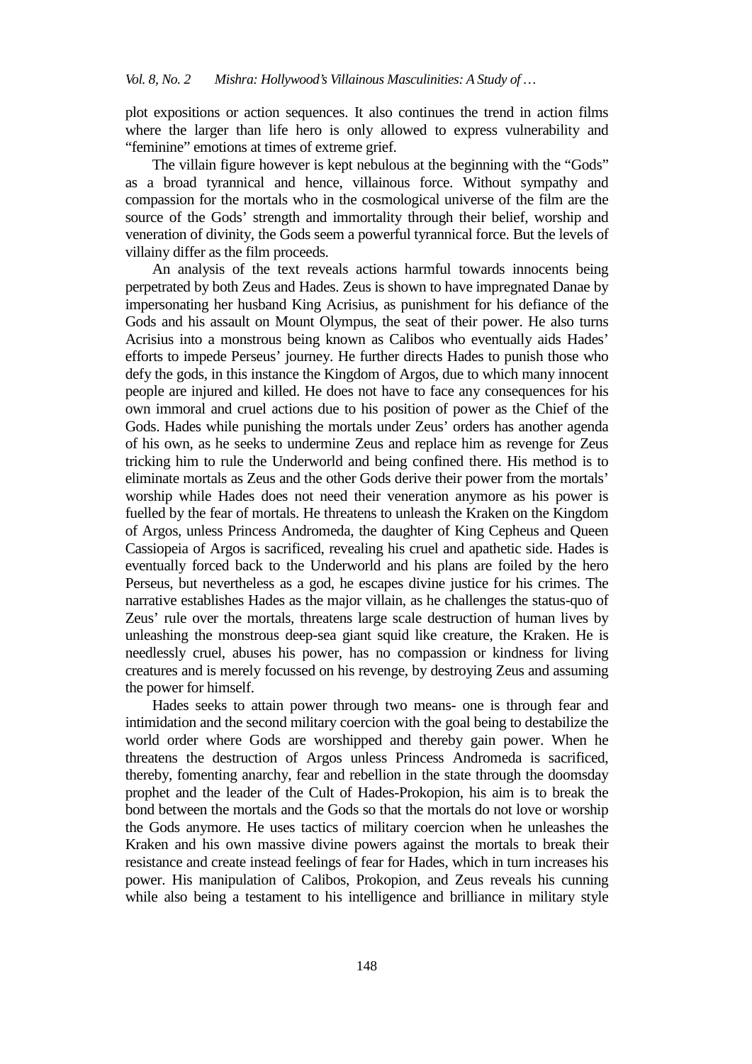plot expositions or action sequences. It also continues the trend in action films where the larger than life hero is only allowed to express vulnerability and "feminine" emotions at times of extreme grief.

The villain figure however is kept nebulous at the beginning with the "Gods" as a broad tyrannical and hence, villainous force. Without sympathy and compassion for the mortals who in the cosmological universe of the film are the source of the Gods' strength and immortality through their belief, worship and veneration of divinity, the Gods seem a powerful tyrannical force. But the levels of villainy differ as the film proceeds.

An analysis of the text reveals actions harmful towards innocents being perpetrated by both Zeus and Hades. Zeus is shown to have impregnated Danae by impersonating her husband King Acrisius, as punishment for his defiance of the Gods and his assault on Mount Olympus, the seat of their power. He also turns Acrisius into a monstrous being known as Calibos who eventually aids Hades' efforts to impede Perseus' journey. He further directs Hades to punish those who defy the gods, in this instance the Kingdom of Argos, due to which many innocent people are injured and killed. He does not have to face any consequences for his own immoral and cruel actions due to his position of power as the Chief of the Gods. Hades while punishing the mortals under Zeus' orders has another agenda of his own, as he seeks to undermine Zeus and replace him as revenge for Zeus tricking him to rule the Underworld and being confined there. His method is to eliminate mortals as Zeus and the other Gods derive their power from the mortals' worship while Hades does not need their veneration anymore as his power is fuelled by the fear of mortals. He threatens to unleash the Kraken on the Kingdom of Argos, unless Princess Andromeda, the daughter of King Cepheus and Queen Cassiopeia of Argos is sacrificed, revealing his cruel and apathetic side. Hades is eventually forced back to the Underworld and his plans are foiled by the hero Perseus, but nevertheless as a god, he escapes divine justice for his crimes. The narrative establishes Hades as the major villain, as he challenges the status-quo of Zeus' rule over the mortals, threatens large scale destruction of human lives by unleashing the monstrous deep-sea giant squid like creature, the Kraken. He is needlessly cruel, abuses his power, has no compassion or kindness for living creatures and is merely focussed on his revenge, by destroying Zeus and assuming the power for himself.

Hades seeks to attain power through two means- one is through fear and intimidation and the second military coercion with the goal being to destabilize the world order where Gods are worshipped and thereby gain power. When he threatens the destruction of Argos unless Princess Andromeda is sacrificed, thereby, fomenting anarchy, fear and rebellion in the state through the doomsday prophet and the leader of the Cult of Hades-Prokopion, his aim is to break the bond between the mortals and the Gods so that the mortals do not love or worship the Gods anymore. He uses tactics of military coercion when he unleashes the Kraken and his own massive divine powers against the mortals to break their resistance and create instead feelings of fear for Hades, which in turn increases his power. His manipulation of Calibos, Prokopion, and Zeus reveals his cunning while also being a testament to his intelligence and brilliance in military style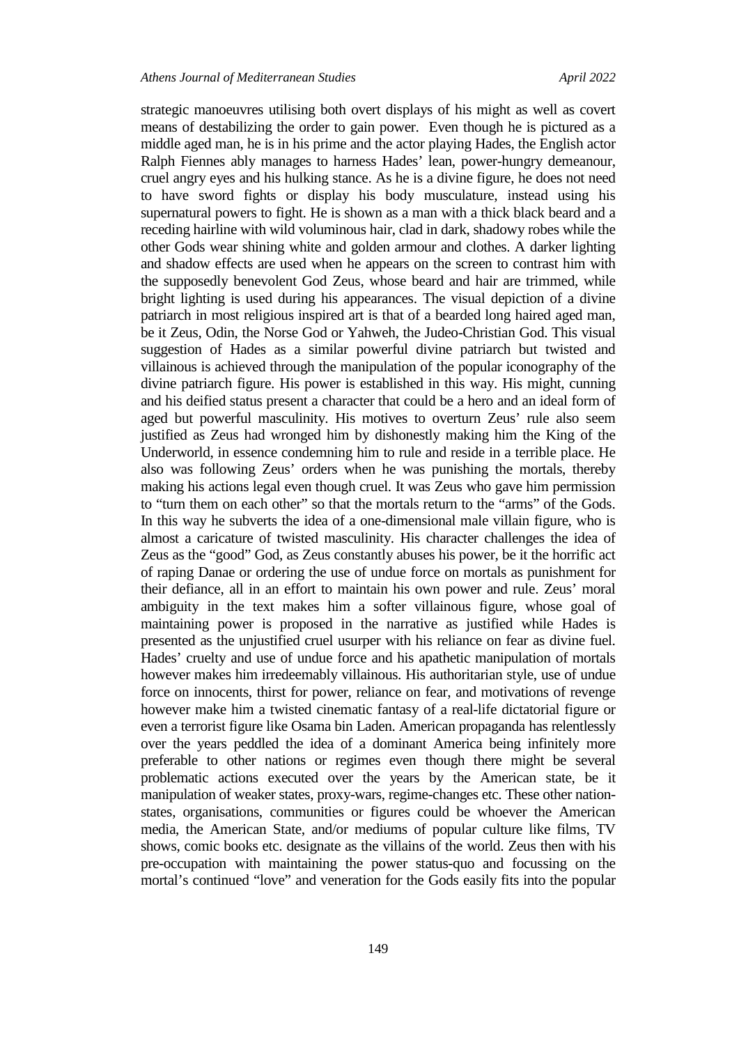strategic manoeuvres utilising both overt displays of his might as well as covert means of destabilizing the order to gain power. Even though he is pictured as a middle aged man, he is in his prime and the actor playing Hades, the English actor Ralph Fiennes ably manages to harness Hades' lean, power-hungry demeanour, cruel angry eyes and his hulking stance. As he is a divine figure, he does not need to have sword fights or display his body musculature, instead using his supernatural powers to fight. He is shown as a man with a thick black beard and a receding hairline with wild voluminous hair, clad in dark, shadowy robes while the other Gods wear shining white and golden armour and clothes. A darker lighting and shadow effects are used when he appears on the screen to contrast him with the supposedly benevolent God Zeus, whose beard and hair are trimmed, while bright lighting is used during his appearances. The visual depiction of a divine patriarch in most religious inspired art is that of a bearded long haired aged man, be it Zeus, Odin, the Norse God or Yahweh, the Judeo-Christian God. This visual suggestion of Hades as a similar powerful divine patriarch but twisted and villainous is achieved through the manipulation of the popular iconography of the divine patriarch figure. His power is established in this way. His might, cunning and his deified status present a character that could be a hero and an ideal form of aged but powerful masculinity. His motives to overturn Zeus' rule also seem justified as Zeus had wronged him by dishonestly making him the King of the Underworld, in essence condemning him to rule and reside in a terrible place. He also was following Zeus' orders when he was punishing the mortals, thereby making his actions legal even though cruel. It was Zeus who gave him permission to "turn them on each other" so that the mortals return to the "arms" of the Gods. In this way he subverts the idea of a one-dimensional male villain figure, who is almost a caricature of twisted masculinity. His character challenges the idea of Zeus as the "good" God, as Zeus constantly abuses his power, be it the horrific act of raping Danae or ordering the use of undue force on mortals as punishment for their defiance, all in an effort to maintain his own power and rule. Zeus' moral ambiguity in the text makes him a softer villainous figure, whose goal of maintaining power is proposed in the narrative as justified while Hades is presented as the unjustified cruel usurper with his reliance on fear as divine fuel. Hades' cruelty and use of undue force and his apathetic manipulation of mortals however makes him irredeemably villainous. His authoritarian style, use of undue force on innocents, thirst for power, reliance on fear, and motivations of revenge however make him a twisted cinematic fantasy of a real-life dictatorial figure or even a terrorist figure like Osama bin Laden. American propaganda has relentlessly over the years peddled the idea of a dominant America being infinitely more preferable to other nations or regimes even though there might be several problematic actions executed over the years by the American state, be it manipulation of weaker states, proxy-wars, regime-changes etc. These other nation-states, organisations, communities or figures could be whoever the American media, the American State, and/or mediums of popular culture like films, TV shows, comic books etc. designate as the villains of the world. Zeus then with his pre-occupation with maintaining the power status-quo and focussing on the mortal's continued "love" and veneration for the Gods easily fits into the popular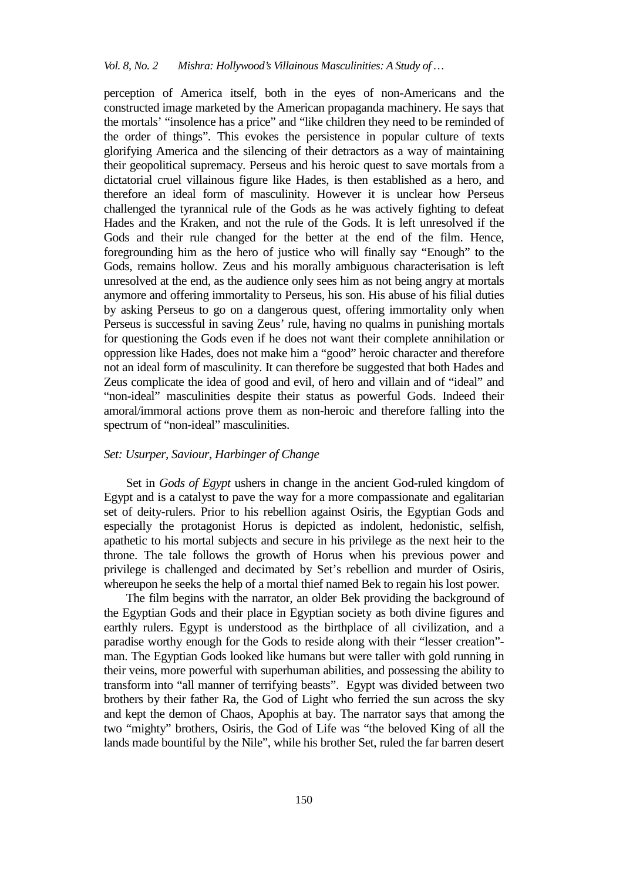perception of America itself, both in the eyes of non-Americans and the constructed image marketed by the American propaganda machinery. He says that the mortals' "insolence has a price" and "like children they need to be reminded of the order of things". This evokes the persistence in popular culture of texts glorifying America and the silencing of their detractors as a way of maintaining their geopolitical supremacy. Perseus and his heroic quest to save mortals from a dictatorial cruel villainous figure like Hades, is then established as a hero, and therefore an ideal form of masculinity. However it is unclear how Perseus challenged the tyrannical rule of the Gods as he was actively fighting to defeat Hades and the Kraken, and not the rule of the Gods. It is left unresolved if the Gods and their rule changed for the better at the end of the film. Hence, foregrounding him as the hero of justice who will finally say "Enough" to the Gods, remains hollow. Zeus and his morally ambiguous characterisation is left unresolved at the end, as the audience only sees him as not being angry at mortals anymore and offering immortality to Perseus, his son. His abuse of his filial duties by asking Perseus to go on a dangerous quest, offering immortality only when Perseus is successful in saving Zeus' rule, having no qualms in punishing mortals for questioning the Gods even if he does not want their complete annihilation or oppression like Hades, does not make him a "good" heroic character and therefore not an ideal form of masculinity. It can therefore be suggested that both Hades and Zeus complicate the idea of good and evil, of hero and villain and of "ideal" and "non-ideal" masculinities despite their status as powerful Gods. Indeed their amoral/immoral actions prove them as non-heroic and therefore falling into the spectrum of "non-ideal" masculinities.

### *Set: Usurper, Saviour, Harbinger of Change*

Set in *Gods of Egypt* ushers in change in the ancient God-ruled kingdom of Egypt and is a catalyst to pave the way for a more compassionate and egalitarian set of deity-rulers. Prior to his rebellion against Osiris, the Egyptian Gods and especially the protagonist Horus is depicted as indolent, hedonistic, selfish, apathetic to his mortal subjects and secure in his privilege as the next heir to the throne. The tale follows the growth of Horus when his previous power and privilege is challenged and decimated by Set's rebellion and murder of Osiris, whereupon he seeks the help of a mortal thief named Bek to regain his lost power.

The film begins with the narrator, an older Bek providing the background of the Egyptian Gods and their place in Egyptian society as both divine figures and earthly rulers. Egypt is understood as the birthplace of all civilization, and a paradise worthy enough for the Gods to reside along with their "lesser creation"-man. The Egyptian Gods looked like humans but were taller with gold running in their veins, more powerful with superhuman abilities, and possessing the ability to transform into "all manner of terrifying beasts". Egypt was divided between two brothers by their father Ra, the God of Light who ferried the sun across the sky and kept the demon of Chaos, Apophis at bay. The narrator says that among the two "mighty" brothers, Osiris, the God of Life was "the beloved King of all the lands made bountiful by the Nile", while his brother Set, ruled the far barren desert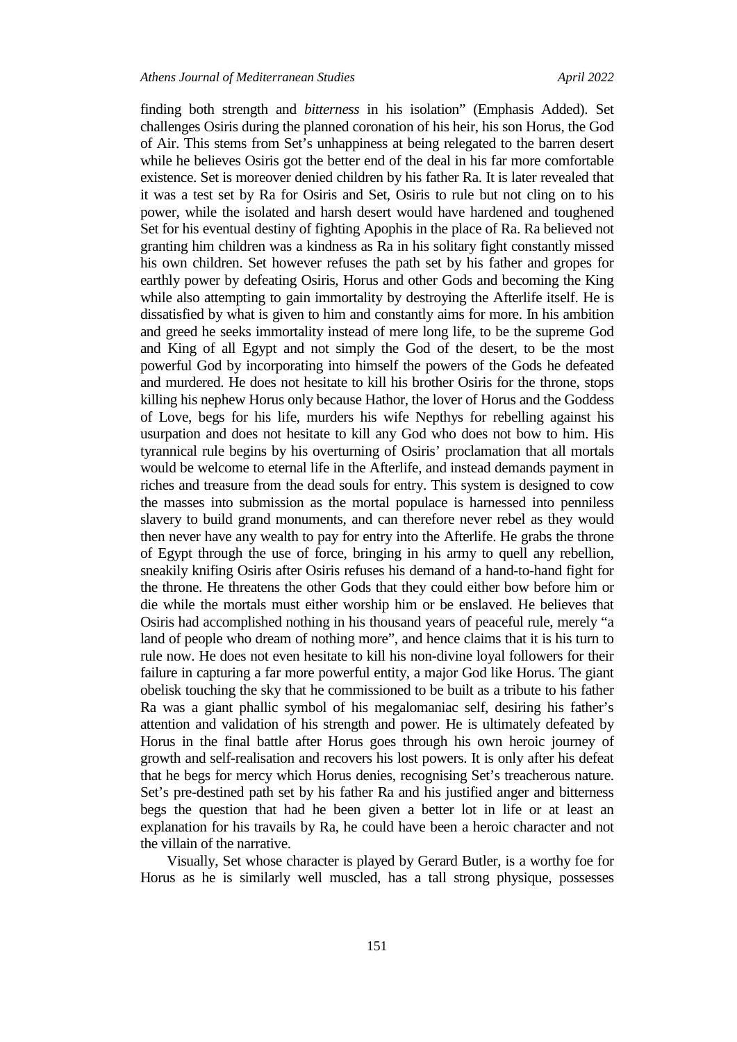finding both strength and *bitterness* in his isolation" (Emphasis Added). Set challenges Osiris during the planned coronation of his heir, his son Horus, the God of Air. This stems from Set's unhappiness at being relegated to the barren desert while he believes Osiris got the better end of the deal in his far more comfortable existence. Set is moreover denied children by his father Ra. It is later revealed that it was a test set by Ra for Osiris and Set, Osiris to rule but not cling on to his power, while the isolated and harsh desert would have hardened and toughened Set for his eventual destiny of fighting Apophis in the place of Ra. Ra believed not granting him children was a kindness as Ra in his solitary fight constantly missed his own children. Set however refuses the path set by his father and gropes for earthly power by defeating Osiris, Horus and other Gods and becoming the King while also attempting to gain immortality by destroying the Afterlife itself. He is dissatisfied by what is given to him and constantly aims for more. In his ambition and greed he seeks immortality instead of mere long life, to be the supreme God and King of all Egypt and not simply the God of the desert, to be the most powerful God by incorporating into himself the powers of the Gods he defeated and murdered. He does not hesitate to kill his brother Osiris for the throne, stops killing his nephew Horus only because Hathor, the lover of Horus and the Goddess of Love, begs for his life, murders his wife Nepthys for rebelling against his usurpation and does not hesitate to kill any God who does not bow to him. His tyrannical rule begins by his overturning of Osiris' proclamation that all mortals would be welcome to eternal life in the Afterlife, and instead demands payment in riches and treasure from the dead souls for entry. This system is designed to cow the masses into submission as the mortal populace is harnessed into penniless slavery to build grand monuments, and can therefore never rebel as they would then never have any wealth to pay for entry into the Afterlife. He grabs the throne of Egypt through the use of force, bringing in his army to quell any rebellion, sneakily knifing Osiris after Osiris refuses his demand of a hand-to-hand fight for the throne. He threatens the other Gods that they could either bow before him or die while the mortals must either worship him or be enslaved. He believes that Osiris had accomplished nothing in his thousand years of peaceful rule, merely "a land of people who dream of nothing more", and hence claims that it is his turn to rule now. He does not even hesitate to kill his non-divine loyal followers for their failure in capturing a far more powerful entity, a major God like Horus. The giant obelisk touching the sky that he commissioned to be built as a tribute to his father Ra was a giant phallic symbol of his megalomaniac self, desiring his father's attention and validation of his strength and power. He is ultimately defeated by Horus in the final battle after Horus goes through his own heroic journey of growth and self-realisation and recovers his lost powers. It is only after his defeat that he begs for mercy which Horus denies, recognising Set's treacherous nature. Set's pre-destined path set by his father Ra and his justified anger and bitterness begs the question that had he been given a better lot in life or at least an explanation for his travails by Ra, he could have been a heroic character and not the villain of the narrative.

Visually, Set whose character is played by Gerard Butler, is a worthy foe for Horus as he is similarly well muscled, has a tall strong physique, possesses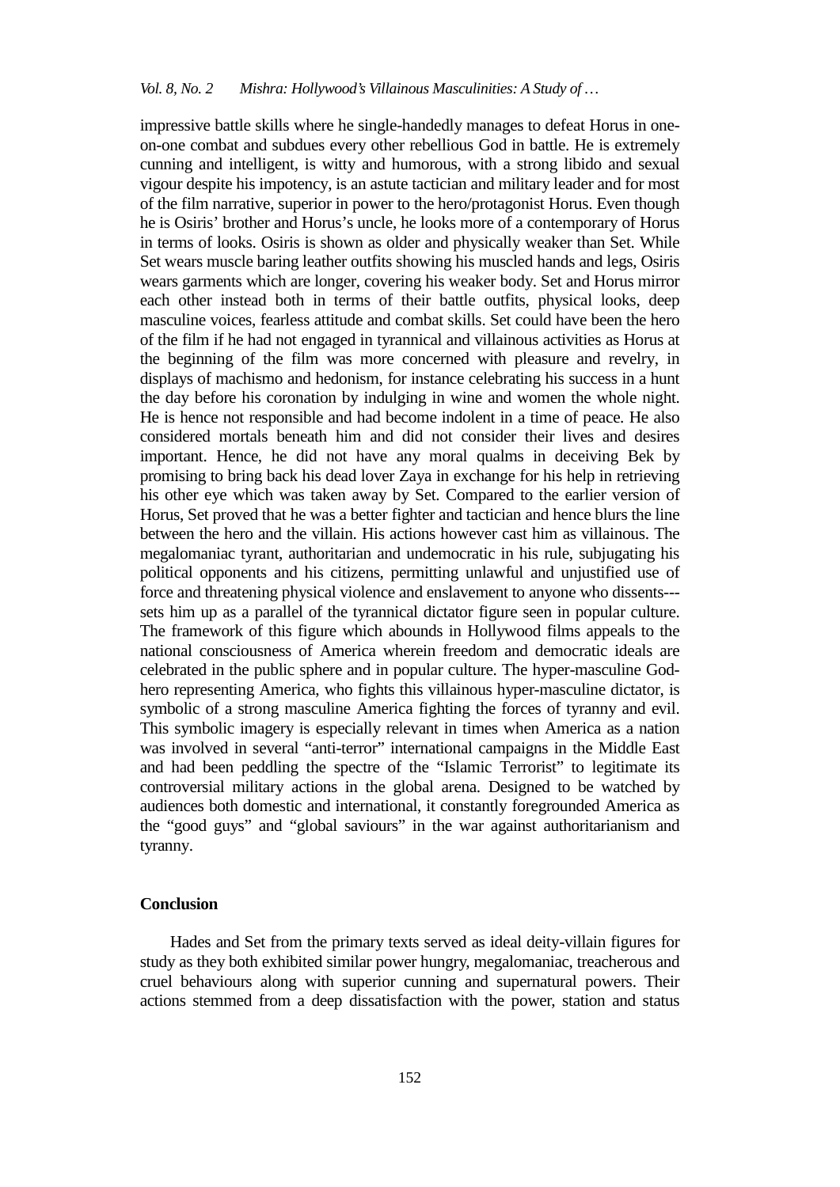impressive battle skills where he single-handedly manages to defeat Horus in one-on-one combat and subdues every other rebellious God in battle. He is extremely cunning and intelligent, is witty and humorous, with a strong libido and sexual vigour despite his impotency, is an astute tactician and military leader and for most of the film narrative, superior in power to the hero/protagonist Horus. Even though he is Osiris' brother and Horus's uncle, he looks more of a contemporary of Horus in terms of looks. Osiris is shown as older and physically weaker than Set. While Set wears muscle baring leather outfits showing his muscled hands and legs, Osiris wears garments which are longer, covering his weaker body. Set and Horus mirror each other instead both in terms of their battle outfits, physical looks, deep masculine voices, fearless attitude and combat skills. Set could have been the hero of the film if he had not engaged in tyrannical and villainous activities as Horus at the beginning of the film was more concerned with pleasure and revelry, in displays of machismo and hedonism, for instance celebrating his success in a hunt the day before his coronation by indulging in wine and women the whole night. He is hence not responsible and had become indolent in a time of peace. He also considered mortals beneath him and did not consider their lives and desires important. Hence, he did not have any moral qualms in deceiving Bek by promising to bring back his dead lover Zaya in exchange for his help in retrieving his other eye which was taken away by Set. Compared to the earlier version of Horus, Set proved that he was a better fighter and tactician and hence blurs the line between the hero and the villain. His actions however cast him as villainous. The megalomaniac tyrant, authoritarian and undemocratic in his rule, subjugating his political opponents and his citizens, permitting unlawful and unjustified use of force and threatening physical violence and enslavement to anyone who dissents---sets him up as a parallel of the tyrannical dictator figure seen in popular culture. The framework of this figure which abounds in Hollywood films appeals to the national consciousness of America wherein freedom and democratic ideals are celebrated in the public sphere and in popular culture. The hyper-masculine God-hero representing America, who fights this villainous hyper-masculine dictator, is symbolic of a strong masculine America fighting the forces of tyranny and evil. This symbolic imagery is especially relevant in times when America as a nation was involved in several "anti-terror" international campaigns in the Middle East and had been peddling the spectre of the "Islamic Terrorist" to legitimate its controversial military actions in the global arena. Designed to be watched by audiences both domestic and international, it constantly foregrounded America as the "good guys" and "global saviours" in the war against authoritarianism and tyranny.

## Conclusion

Hades and Set from the primary texts served as ideal deity-villain figures for study as they both exhibited similar power hungry, megalomaniac, treacherous and cruel behaviours along with superior cunning and supernatural powers. Their actions stemmed from a deep dissatisfaction with the power, station and status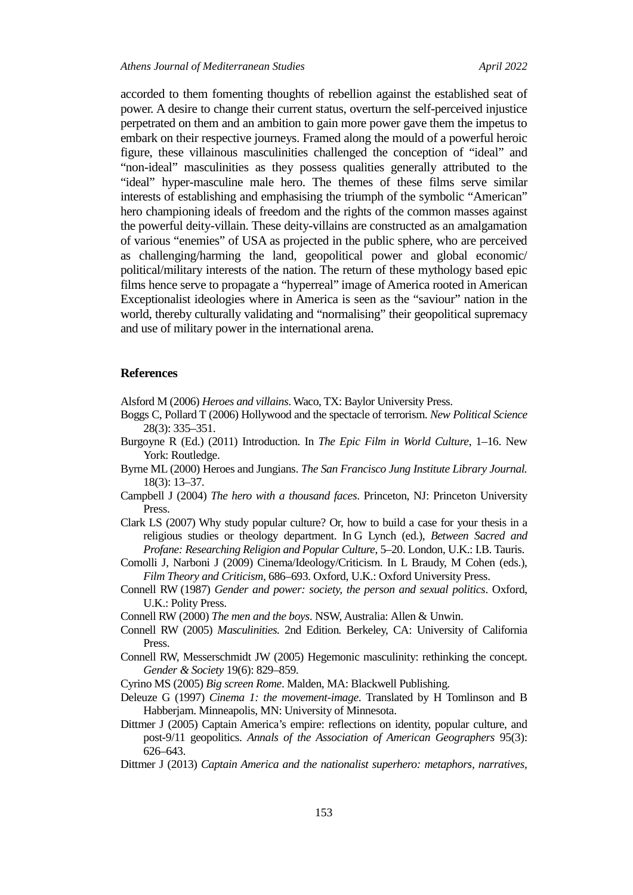accorded to them fomenting thoughts of rebellion against the established seat of power. A desire to change their current status, overturn the self-perceived injustice perpetrated on them and an ambition to gain more power gave them the impetus to embark on their respective journeys. Framed along the mould of a powerful heroic figure, these villainous masculinities challenged the conception of "ideal" and "non-ideal" masculinities as they possess qualities generally attributed to the "ideal" hyper-masculine male hero. The themes of these films serve similar interests of establishing and emphasising the triumph of the symbolic "American" hero championing ideals of freedom and the rights of the common masses against the powerful deity-villain. These deity-villains are constructed as an amalgamation of various "enemies" of USA as projected in the public sphere, who are perceived as challenging/harming the land, geopolitical power and global economic/ political/military interests of the nation. The return of these mythology based epic films hence serve to propagate a "hyperreal" image of America rooted in American Exceptionalist ideologies where in America is seen as the "saviour" nation in the world, thereby culturally validating and "normalising" their geopolitical supremacy and use of military power in the international arena.

## References

Alsford M (2006) *Heroes and villains*. Waco, TX: Baylor University Press.

Boggs C, Pollard T (2006) Hollywood and the spectacle of terrorism. *New Political Science* 28(3): 335–351.

Burgoyne R (Ed.) (2011) Introduction. In *The Epic Film in World Culture*, 1–16. New York: Routledge.

Byrne ML (2000) Heroes and Jungians. *The San Francisco Jung Institute Library Journal.* 18(3): 13–37.

Campbell J (2004) *The hero with a thousand faces*. Princeton, NJ: Princeton University Press.

Clark LS (2007) Why study popular culture? Or, how to build a case for your thesis in a religious studies or theology department. In G Lynch (ed.), *Between Sacred and Profane: Researching Religion and Popular Culture*, 5–20. London, U.K.: I.B. Tauris.

Comolli J, Narboni J (2009) Cinema/Ideology/Criticism. In L Braudy, M Cohen (eds.), *Film Theory and Criticism*, 686–693. Oxford, U.K.: Oxford University Press.

Connell RW (1987) *Gender and power: society, the person and sexual politics*. Oxford, U.K.: Polity Press.

Connell RW (2000) *The men and the boys*. NSW, Australia: Allen & Unwin.

Connell RW (2005) *Masculinities.* 2nd Edition*.* Berkeley, CA: University of California Press.

Connell RW, Messerschmidt JW (2005) Hegemonic masculinity: rethinking the concept. *Gender & Society* 19(6): 829–859.

Cyrino MS (2005) *Big screen Rome*. Malden, MA: Blackwell Publishing.

Deleuze G (1997) *Cinema 1: the movement-image*. Translated by H Tomlinson and B Habberjam. Minneapolis, MN: University of Minnesota.

Dittmer J (2005) Captain America's empire: reflections on identity, popular culture, and post-9/11 geopolitics. *Annals of the Association of American Geographers* 95(3): 626–643.

Dittmer J (2013) *Captain America and the nationalist superhero: metaphors, narratives,*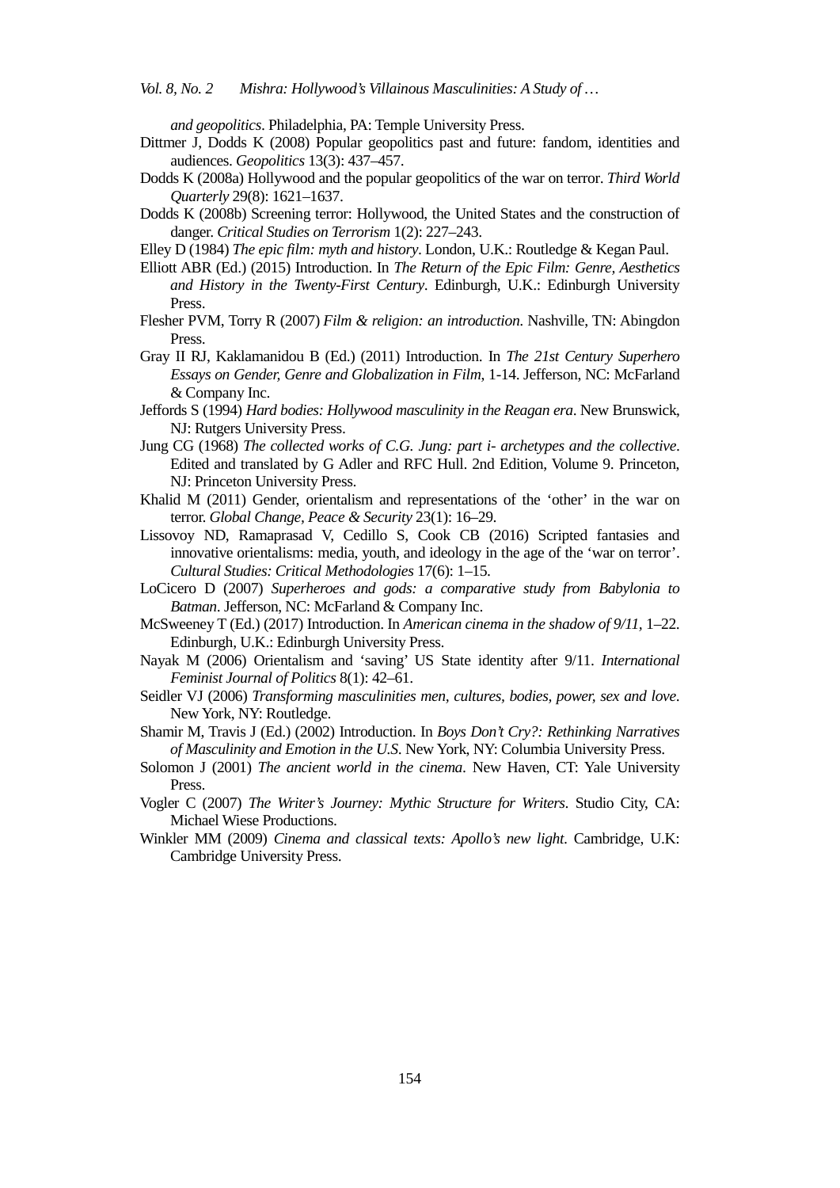*and geopolitics*. Philadelphia, PA: Temple University Press.

Dittmer J, Dodds K (2008) Popular geopolitics past and future: fandom, identities and audiences. *Geopolitics* 13(3): 437–457.

Dodds K (2008a) Hollywood and the popular geopolitics of the war on terror. *Third World Quarterly* 29(8): 1621–1637.

Dodds K (2008b) Screening terror: Hollywood, the United States and the construction of danger. *Critical Studies on Terrorism* 1(2): 227–243.

Elley D (1984) *The epic film: myth and history*. London, U.K.: Routledge & Kegan Paul.

Elliott ABR (Ed.) (2015) Introduction. In *The Return of the Epic Film: Genre, Aesthetics and History in the Twenty-First Century*. Edinburgh, U.K.: Edinburgh University Press.

Flesher PVM, Torry R (2007) *Film & religion: an introduction*. Nashville, TN: Abingdon Press.

Gray II RJ, Kaklamanidou B (Ed.) (2011) Introduction. In *The 21st Century Superhero Essays on Gender, Genre and Globalization in Film*, 1-14. Jefferson, NC: McFarland & Company Inc.

Jeffords S (1994) *Hard bodies: Hollywood masculinity in the Reagan era*. New Brunswick, NJ: Rutgers University Press.

Jung CG (1968) *The collected works of C.G. Jung: part i- archetypes and the collective*. Edited and translated by G Adler and RFC Hull. 2nd Edition, Volume 9. Princeton, NJ: Princeton University Press.

Khalid M (2011) Gender, orientalism and representations of the 'other' in the war on terror. *Global Change, Peace & Security* 23(1): 16–29.

Lissovoy ND, Ramaprasad V, Cedillo S, Cook CB (2016) Scripted fantasies and innovative orientalisms: media, youth, and ideology in the age of the 'war on terror'. *Cultural Studies: Critical Methodologies* 17(6): 1–15.

LoCicero D (2007) *Superheroes and gods: a comparative study from Babylonia to Batman*. Jefferson, NC: McFarland & Company Inc.

McSweeney T (Ed.) (2017) Introduction. In *American cinema in the shadow of 9/11*, 1–22. Edinburgh, U.K.: Edinburgh University Press.

Nayak M (2006) Orientalism and 'saving' US State identity after 9/11. *International Feminist Journal of Politics* 8(1): 42–61.

Seidler VJ (2006) *Transforming masculinities men, cultures, bodies, power, sex and love*. New York, NY: Routledge.

Shamir M, Travis J (Ed.) (2002) Introduction. In *Boys Don't Cry?: Rethinking Narratives of Masculinity and Emotion in the U.S*. New York, NY: Columbia University Press.

Solomon J (2001) *The ancient world in the cinema*. New Haven, CT: Yale University Press.

Vogler C (2007) *The Writer's Journey: Mythic Structure for Writers*. Studio City, CA: Michael Wiese Productions.

Winkler MM (2009) *Cinema and classical texts: Apollo's new light*. Cambridge, U.K: Cambridge University Press.